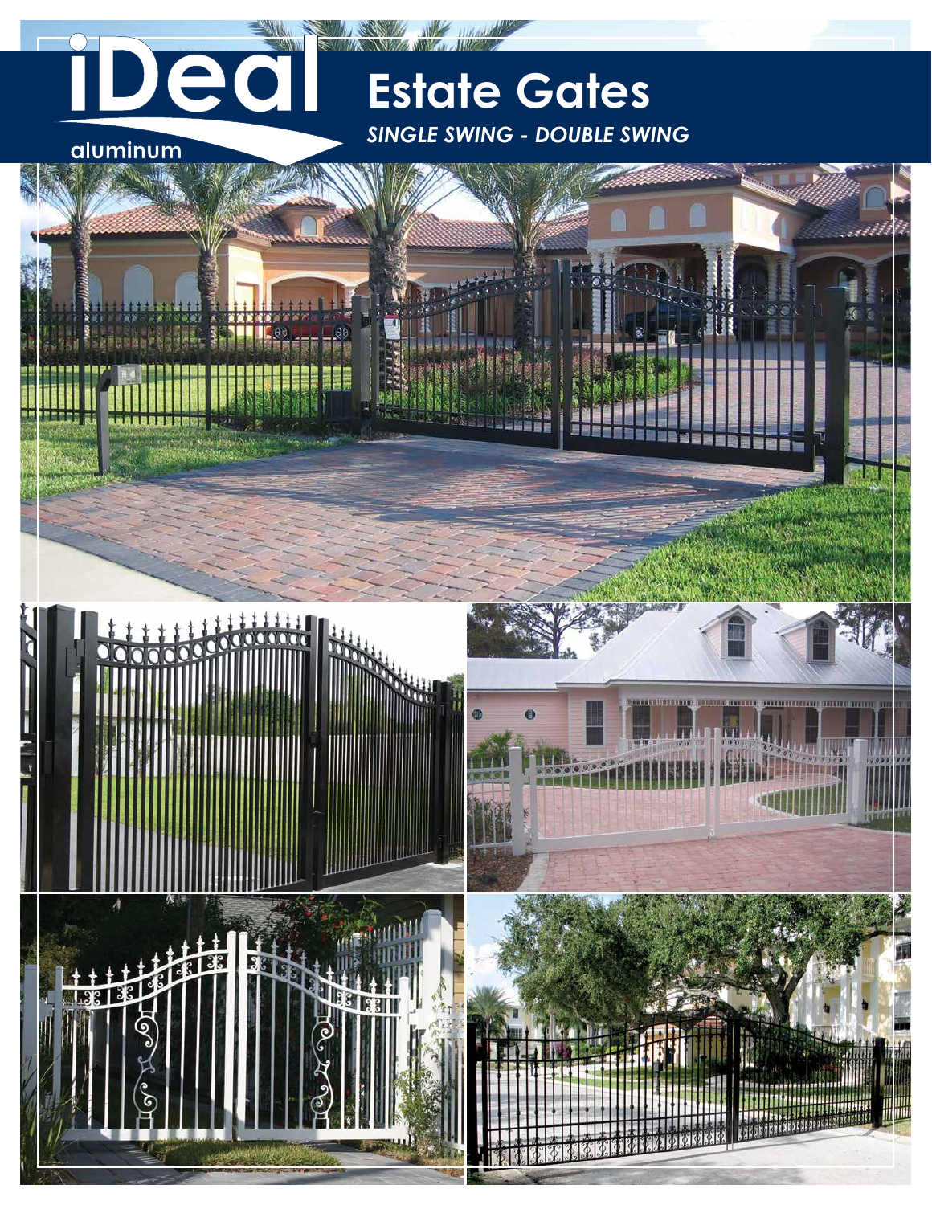iDeal

aluminum

# Estate Gates

*SINGLE SWING - DOUBLE SWING*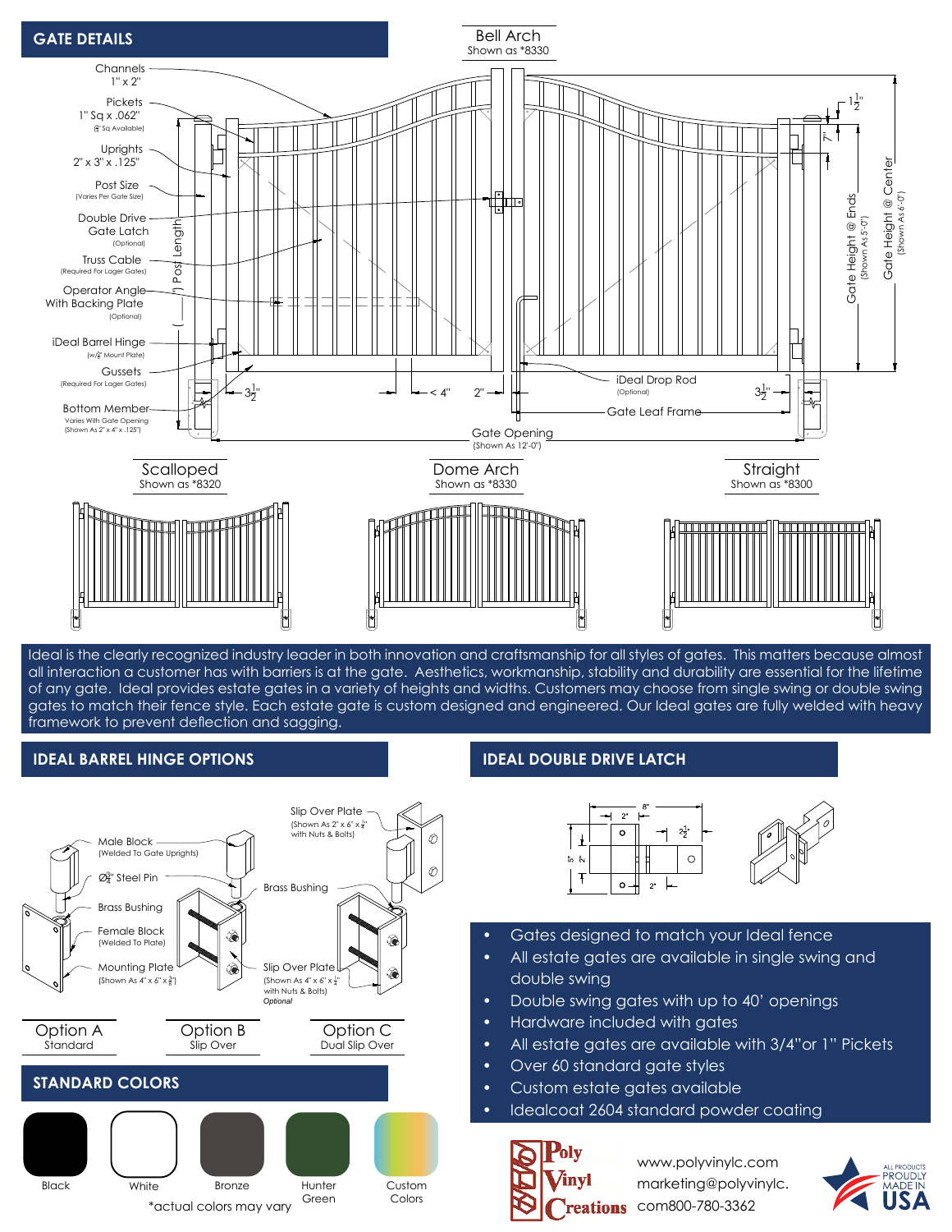## GATE DETAILS

Bell Arch
Shown as *8330

Channels
1" x 2"

Pickets
1" Sq x .062"
(¾" Sq Available)

Uprights
2" x 3" x .125"

Post Size
(Varies Per Gate Size)

Double Drive Gate Latch
(Optional)

Truss Cable
(Required For Lager Gates)

Operator Angle With Backing Plate
(Optional)

iDeal Barrel Hinge
(w/⅝" Mount Plate)

Gussets
(Required For Lager Gates)

Bottom Member
Varies With Gate Opening
(Shown As 2" x 4" x .125")

( ") Post Length

$1\frac{1}{2}$"

7"

Gate Height @ Ends
(Shown As 5'-0")

Gate Height @ Center
(Shown As 6'-0")

$3\frac{1}{2}$"

< 4"

2"

iDeal Drop Rod
(Optional)

$3\frac{1}{2}$"

Gate Leaf Frame

Gate Opening
(Shown As 12'-0")

Scalloped
Shown as *8320

Dome Arch
Shown as *8330

Straight
Shown as *8300

Ideal is the clearly recognized industry leader in both innovation and craftsmanship for all styles of gates. This matters because almost all interaction a customer has with barriers is at the gate. Aesthetics, workmanship, stability and durability are essential for the lifetime of any gate. Ideal provides estate gates in a variety of heights and widths. Customers may choose from single swing or double swing gates to match their fence style. Each estate gate is custom designed and engineered. Our Ideal gates are fully welded with heavy framework to prevent deflection and sagging.

## IDEAL BARREL HINGE OPTIONS

Male Block
(Welded To Gate Uprights)

Ø¾" Steel Pin

Brass Bushing

Female Block
(Welded To Plate)

Mounting Plate
(Shown As 4" x 6" x ⅜")

Slip Over Plate
(Shown As 2" x 6" x ¼" with Nuts & Bolts)

Brass Bushing

Slip Over Plate
(Shown As 4" x 6" x ¼" with Nuts & Bolts)
*Optional*

Option A
Standard

Option B
Slip Over

Option C
Dual Slip Over

## IDEAL DOUBLE DRIVE LATCH

8"

2"

$2\frac{1}{2}$"

5"

2"

2"

- Gates designed to match your Ideal fence
- All estate gates are available in single swing and double swing
- Double swing gates with up to 40' openings
- Hardware included with gates
- All estate gates are available with 3/4"or 1" Pickets
- Over 60 standard gate styles
- Custom estate gates available
- Idealcoat 2604 standard powder coating

## STANDARD COLORS

Black

White

Bronze

Hunter Green

Custom Colors

*actual colors may vary

Poly Vinyl Creations

www.polyvinylc.com
marketing@polyvinylc.com
800-780-3362

ALL PRODUCTS PROUDLY MADE IN USA